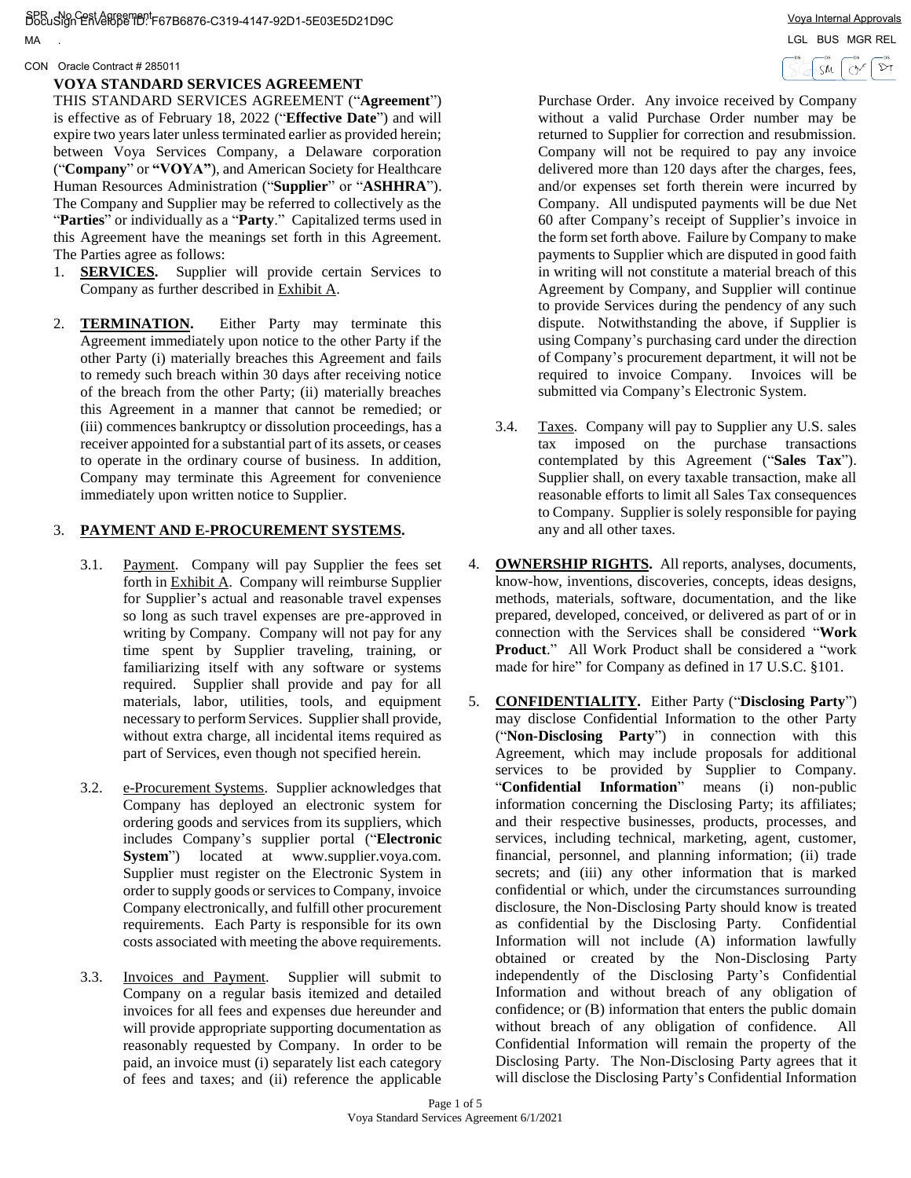SPR No Cost Agreement
DocuSign Envelope ID: F67B6876-C319-4147-92D1-5E03E5D21D9C

MA .

CON Oracle Contract # 285011

Voya Internal Approvals

LGL BUS MGR REL

# VOYA STANDARD SERVICES AGREEMENT

THIS STANDARD SERVICES AGREEMENT ("**Agreement**") is effective as of February 18, 2022 ("**Effective Date**") and will expire two years later unless terminated earlier as provided herein; between Voya Services Company, a Delaware corporation ("**Company**" or **"VOYA"**), and American Society for Healthcare Human Resources Administration ("**Supplier**" or "**ASHHRA**"). The Company and Supplier may be referred to collectively as the "**Parties**" or individually as a "**Party**." Capitalized terms used in this Agreement have the meanings set forth in this Agreement. The Parties agree as follows:

1. **SERVICES.** Supplier will provide certain Services to Company as further described in Exhibit A.

2. **TERMINATION.** Either Party may terminate this Agreement immediately upon notice to the other Party if the other Party (i) materially breaches this Agreement and fails to remedy such breach within 30 days after receiving notice of the breach from the other Party; (ii) materially breaches this Agreement in a manner that cannot be remedied; or (iii) commences bankruptcy or dissolution proceedings, has a receiver appointed for a substantial part of its assets, or ceases to operate in the ordinary course of business. In addition, Company may terminate this Agreement for convenience immediately upon written notice to Supplier.

3. **PAYMENT AND E-PROCUREMENT SYSTEMS.**

   3.1. Payment. Company will pay Supplier the fees set forth in Exhibit A. Company will reimburse Supplier for Supplier's actual and reasonable travel expenses so long as such travel expenses are pre-approved in writing by Company. Company will not pay for any time spent by Supplier traveling, training, or familiarizing itself with any software or systems required. Supplier shall provide and pay for all materials, labor, utilities, tools, and equipment necessary to perform Services. Supplier shall provide, without extra charge, all incidental items required as part of Services, even though not specified herein.

   3.2. e-Procurement Systems. Supplier acknowledges that Company has deployed an electronic system for ordering goods and services from its suppliers, which includes Company's supplier portal ("**Electronic System**") located at www.supplier.voya.com. Supplier must register on the Electronic System in order to supply goods or services to Company, invoice Company electronically, and fulfill other procurement requirements. Each Party is responsible for its own costs associated with meeting the above requirements.

   3.3. Invoices and Payment. Supplier will submit to Company on a regular basis itemized and detailed invoices for all fees and expenses due hereunder and will provide appropriate supporting documentation as reasonably requested by Company. In order to be paid, an invoice must (i) separately list each category of fees and taxes; and (ii) reference the applicable Purchase Order. Any invoice received by Company without a valid Purchase Order number may be returned to Supplier for correction and resubmission. Company will not be required to pay any invoice delivered more than 120 days after the charges, fees, and/or expenses set forth therein were incurred by Company. All undisputed payments will be due Net 60 after Company's receipt of Supplier's invoice in the form set forth above. Failure by Company to make payments to Supplier which are disputed in good faith in writing will not constitute a material breach of this Agreement by Company, and Supplier will continue to provide Services during the pendency of any such dispute. Notwithstanding the above, if Supplier is using Company's purchasing card under the direction of Company's procurement department, it will not be required to invoice Company. Invoices will be submitted via Company's Electronic System.

   3.4. Taxes. Company will pay to Supplier any U.S. sales tax imposed on the purchase transactions contemplated by this Agreement ("**Sales Tax**"). Supplier shall, on every taxable transaction, make all reasonable efforts to limit all Sales Tax consequences to Company. Supplier is solely responsible for paying any and all other taxes.

4. **OWNERSHIP RIGHTS.** All reports, analyses, documents, know-how, inventions, discoveries, concepts, ideas designs, methods, materials, software, documentation, and the like prepared, developed, conceived, or delivered as part of or in connection with the Services shall be considered "**Work Product**." All Work Product shall be considered a "work made for hire" for Company as defined in 17 U.S.C. §101.

5. **CONFIDENTIALITY.** Either Party ("**Disclosing Party**") may disclose Confidential Information to the other Party ("**Non-Disclosing Party**") in connection with this Agreement, which may include proposals for additional services to be provided by Supplier to Company. "**Confidential Information**" means (i) non-public information concerning the Disclosing Party; its affiliates; and their respective businesses, products, processes, and services, including technical, marketing, agent, customer, financial, personnel, and planning information; (ii) trade secrets; and (iii) any other information that is marked confidential or which, under the circumstances surrounding disclosure, the Non-Disclosing Party should know is treated as confidential by the Disclosing Party. Confidential Information will not include (A) information lawfully obtained or created by the Non-Disclosing Party independently of the Disclosing Party's Confidential Information and without breach of any obligation of confidence; or (B) information that enters the public domain without breach of any obligation of confidence. All Confidential Information will remain the property of the Disclosing Party. The Non-Disclosing Party agrees that it will disclose the Disclosing Party's Confidential Information

Voya Standard Services Agreement 6/1/2021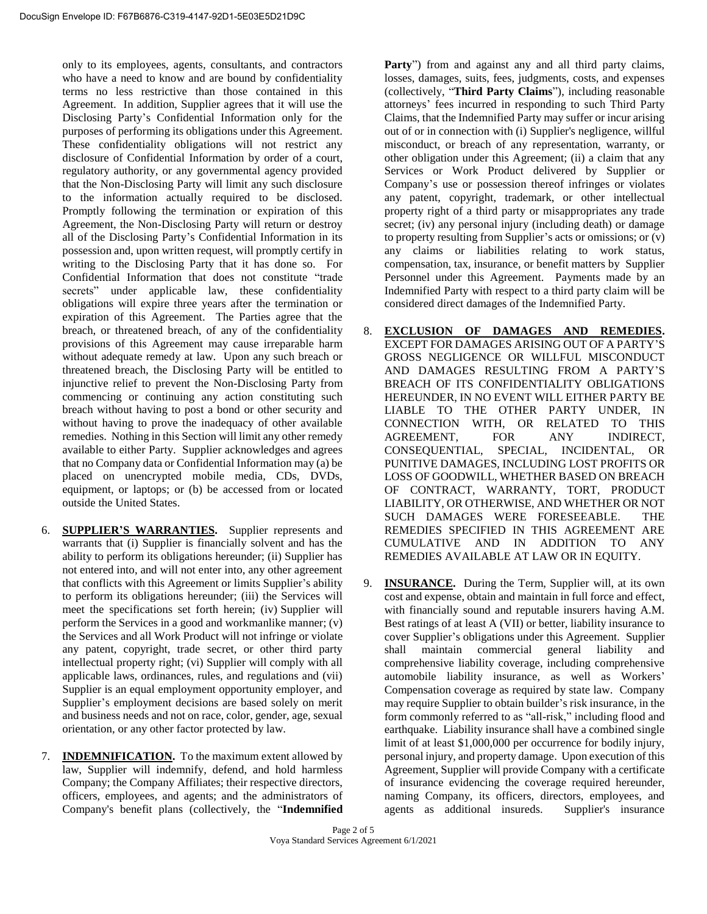only to its employees, agents, consultants, and contractors who have a need to know and are bound by confidentiality terms no less restrictive than those contained in this Agreement. In addition, Supplier agrees that it will use the Disclosing Party's Confidential Information only for the purposes of performing its obligations under this Agreement. These confidentiality obligations will not restrict any disclosure of Confidential Information by order of a court, regulatory authority, or any governmental agency provided that the Non-Disclosing Party will limit any such disclosure to the information actually required to be disclosed. Promptly following the termination or expiration of this Agreement, the Non-Disclosing Party will return or destroy all of the Disclosing Party's Confidential Information in its possession and, upon written request, will promptly certify in writing to the Disclosing Party that it has done so. For Confidential Information that does not constitute "trade secrets" under applicable law, these confidentiality obligations will expire three years after the termination or expiration of this Agreement. The Parties agree that the breach, or threatened breach, of any of the confidentiality provisions of this Agreement may cause irreparable harm without adequate remedy at law. Upon any such breach or threatened breach, the Disclosing Party will be entitled to injunctive relief to prevent the Non-Disclosing Party from commencing or continuing any action constituting such breach without having to post a bond or other security and without having to prove the inadequacy of other available remedies. Nothing in this Section will limit any other remedy available to either Party. Supplier acknowledges and agrees that no Company data or Confidential Information may (a) be placed on unencrypted mobile media, CDs, DVDs, equipment, or laptops; or (b) be accessed from or located outside the United States.

6. **SUPPLIER'S WARRANTIES.** Supplier represents and warrants that (i) Supplier is financially solvent and has the ability to perform its obligations hereunder; (ii) Supplier has not entered into, and will not enter into, any other agreement that conflicts with this Agreement or limits Supplier's ability to perform its obligations hereunder; (iii) the Services will meet the specifications set forth herein; (iv) Supplier will perform the Services in a good and workmanlike manner; (v) the Services and all Work Product will not infringe or violate any patent, copyright, trade secret, or other third party intellectual property right; (vi) Supplier will comply with all applicable laws, ordinances, rules, and regulations and (vii) Supplier is an equal employment opportunity employer, and Supplier's employment decisions are based solely on merit and business needs and not on race, color, gender, age, sexual orientation, or any other factor protected by law.

7. **INDEMNIFICATION.** To the maximum extent allowed by law, Supplier will indemnify, defend, and hold harmless Company; the Company Affiliates; their respective directors, officers, employees, and agents; and the administrators of Company's benefit plans (collectively, the "**Indemnified Party**") from and against any and all third party claims, losses, damages, suits, fees, judgments, costs, and expenses (collectively, "**Third Party Claims**"), including reasonable attorneys' fees incurred in responding to such Third Party Claims, that the Indemnified Party may suffer or incur arising out of or in connection with (i) Supplier's negligence, willful misconduct, or breach of any representation, warranty, or other obligation under this Agreement; (ii) a claim that any Services or Work Product delivered by Supplier or Company's use or possession thereof infringes or violates any patent, copyright, trademark, or other intellectual property right of a third party or misappropriates any trade secret; (iv) any personal injury (including death) or damage to property resulting from Supplier's acts or omissions; or (v) any claims or liabilities relating to work status, compensation, tax, insurance, or benefit matters by Supplier Personnel under this Agreement. Payments made by an Indemnified Party with respect to a third party claim will be considered direct damages of the Indemnified Party.

8. **EXCLUSION OF DAMAGES AND REMEDIES.** EXCEPT FOR DAMAGES ARISING OUT OF A PARTY'S GROSS NEGLIGENCE OR WILLFUL MISCONDUCT AND DAMAGES RESULTING FROM A PARTY'S BREACH OF ITS CONFIDENTIALITY OBLIGATIONS HEREUNDER, IN NO EVENT WILL EITHER PARTY BE LIABLE TO THE OTHER PARTY UNDER, IN CONNECTION WITH, OR RELATED TO THIS AGREEMENT, FOR ANY INDIRECT, CONSEQUENTIAL, SPECIAL, INCIDENTAL, OR PUNITIVE DAMAGES, INCLUDING LOST PROFITS OR LOSS OF GOODWILL, WHETHER BASED ON BREACH OF CONTRACT, WARRANTY, TORT, PRODUCT LIABILITY, OR OTHERWISE, AND WHETHER OR NOT SUCH DAMAGES WERE FORESEEABLE. THE REMEDIES SPECIFIED IN THIS AGREEMENT ARE CUMULATIVE AND IN ADDITION TO ANY REMEDIES AVAILABLE AT LAW OR IN EQUITY.

9. **INSURANCE.** During the Term, Supplier will, at its own cost and expense, obtain and maintain in full force and effect, with financially sound and reputable insurers having A.M. Best ratings of at least A (VII) or better, liability insurance to cover Supplier's obligations under this Agreement. Supplier shall maintain commercial general liability and comprehensive liability coverage, including comprehensive automobile liability insurance, as well as Workers' Compensation coverage as required by state law. Company may require Supplier to obtain builder's risk insurance, in the form commonly referred to as "all-risk," including flood and earthquake. Liability insurance shall have a combined single limit of at least $1,000,000 per occurrence for bodily injury, personal injury, and property damage. Upon execution of this Agreement, Supplier will provide Company with a certificate of insurance evidencing the coverage required hereunder, naming Company, its officers, directors, employees, and agents as additional insureds. Supplier's insurance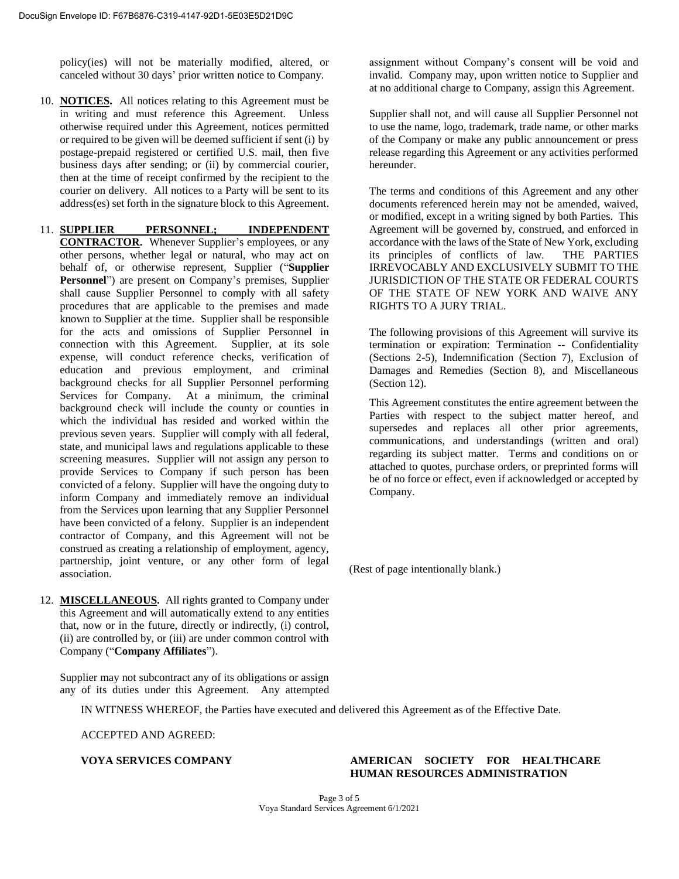policy(ies) will not be materially modified, altered, or canceled without 30 days' prior written notice to Company.

10. **NOTICES.** All notices relating to this Agreement must be in writing and must reference this Agreement. Unless otherwise required under this Agreement, notices permitted or required to be given will be deemed sufficient if sent (i) by postage-prepaid registered or certified U.S. mail, then five business days after sending; or (ii) by commercial courier, then at the time of receipt confirmed by the recipient to the courier on delivery. All notices to a Party will be sent to its address(es) set forth in the signature block to this Agreement.

11. **SUPPLIER PERSONNEL; INDEPENDENT CONTRACTOR.** Whenever Supplier's employees, or any other persons, whether legal or natural, who may act on behalf of, or otherwise represent, Supplier ("**Supplier Personnel**") are present on Company's premises, Supplier shall cause Supplier Personnel to comply with all safety procedures that are applicable to the premises and made known to Supplier at the time. Supplier shall be responsible for the acts and omissions of Supplier Personnel in connection with this Agreement. Supplier, at its sole expense, will conduct reference checks, verification of education and previous employment, and criminal background checks for all Supplier Personnel performing Services for Company. At a minimum, the criminal background check will include the county or counties in which the individual has resided and worked within the previous seven years. Supplier will comply with all federal, state, and municipal laws and regulations applicable to these screening measures. Supplier will not assign any person to provide Services to Company if such person has been convicted of a felony. Supplier will have the ongoing duty to inform Company and immediately remove an individual from the Services upon learning that any Supplier Personnel have been convicted of a felony. Supplier is an independent contractor of Company, and this Agreement will not be construed as creating a relationship of employment, agency, partnership, joint venture, or any other form of legal association.

12. **MISCELLANEOUS.** All rights granted to Company under this Agreement and will automatically extend to any entities that, now or in the future, directly or indirectly, (i) control, (ii) are controlled by, or (iii) are under common control with Company ("**Company Affiliates**").

    Supplier may not subcontract any of its obligations or assign any of its duties under this Agreement. Any attempted assignment without Company's consent will be void and invalid. Company may, upon written notice to Supplier and at no additional charge to Company, assign this Agreement.

    Supplier shall not, and will cause all Supplier Personnel not to use the name, logo, trademark, trade name, or other marks of the Company or make any public announcement or press release regarding this Agreement or any activities performed hereunder.

    The terms and conditions of this Agreement and any other documents referenced herein may not be amended, waived, or modified, except in a writing signed by both Parties. This Agreement will be governed by, construed, and enforced in accordance with the laws of the State of New York, excluding its principles of conflicts of law. THE PARTIES IRREVOCABLY AND EXCLUSIVELY SUBMIT TO THE JURISDICTION OF THE STATE OR FEDERAL COURTS OF THE STATE OF NEW YORK AND WAIVE ANY RIGHTS TO A JURY TRIAL.

    The following provisions of this Agreement will survive its termination or expiration: Termination -- Confidentiality (Sections 2-5), Indemnification (Section 7), Exclusion of Damages and Remedies (Section 8), and Miscellaneous (Section 12).

    This Agreement constitutes the entire agreement between the Parties with respect to the subject matter hereof, and supersedes and replaces all other prior agreements, communications, and understandings (written and oral) regarding its subject matter. Terms and conditions on or attached to quotes, purchase orders, or preprinted forms will be of no force or effect, even if acknowledged or accepted by Company.

(Rest of page intentionally blank.)

IN WITNESS WHEREOF, the Parties have executed and delivered this Agreement as of the Effective Date.

ACCEPTED AND AGREED:

| **VOYA SERVICES COMPANY** | **AMERICAN SOCIETY FOR HEALTHCARE HUMAN RESOURCES ADMINISTRATION** |
| --- | --- |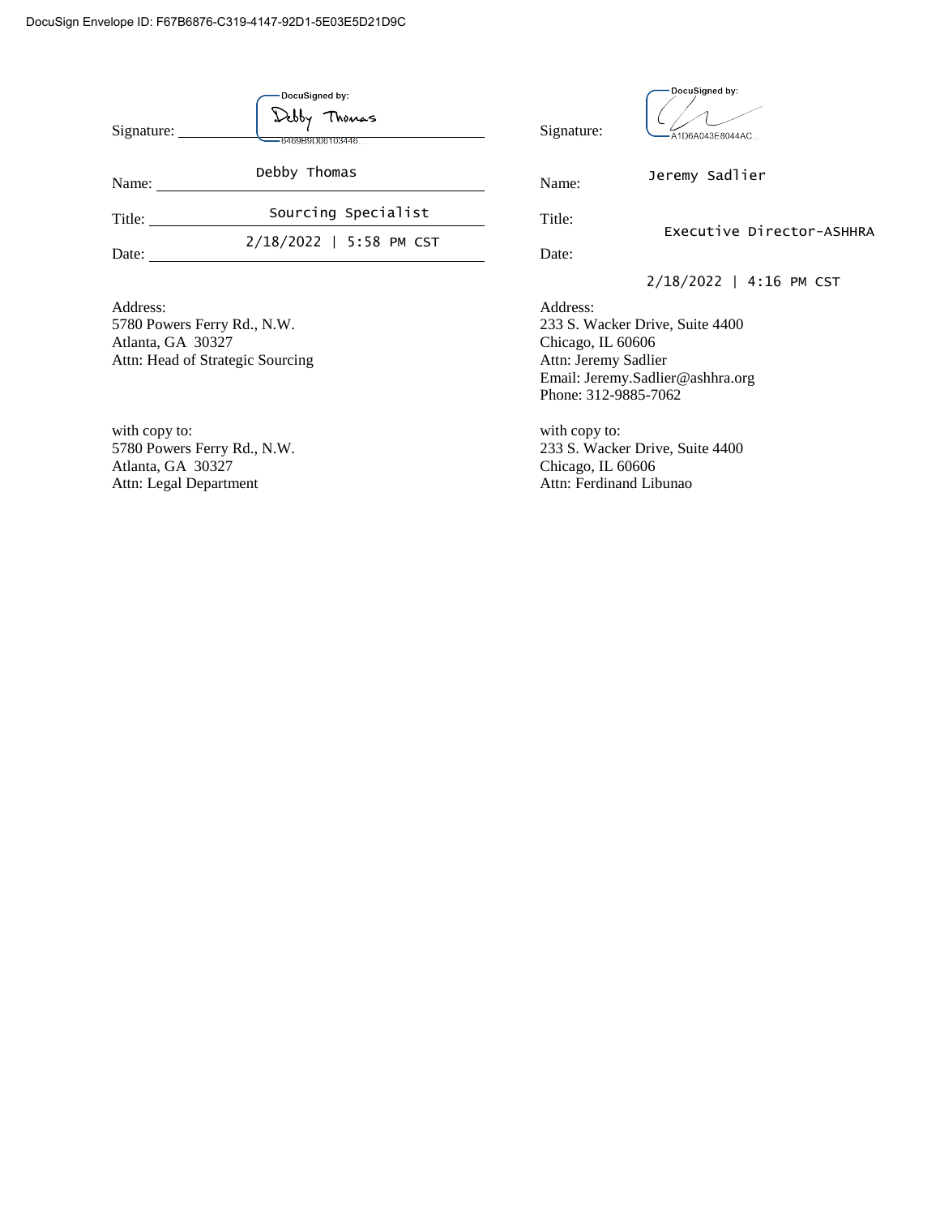DocuSign Envelope ID: F67B6876-C319-4147-92D1-5E03E5D21D9C

Signature: DocuSigned by: Debby Thomas 6469B9D06103446...

Name: Debby Thomas

Title: Sourcing Specialist

Date: 2/18/2022 | 5:58 PM CST

Address:
5780 Powers Ferry Rd., N.W.
Atlanta, GA 30327
Attn: Head of Strategic Sourcing

with copy to:
5780 Powers Ferry Rd., N.W.
Atlanta, GA 30327
Attn: Legal Department

Signature: DocuSigned by: A1D6A043E8044AC...

Name: Jeremy Sadlier

Title: Executive Director-ASHHRA

Date: 2/18/2022 | 4:16 PM CST

Address:
233 S. Wacker Drive, Suite 4400
Chicago, IL 60606
Attn: Jeremy Sadlier
Email: Jeremy.Sadlier@ashhra.org
Phone: 312-9885-7062

with copy to:
233 S. Wacker Drive, Suite 4400
Chicago, IL 60606
Attn: Ferdinand Libunao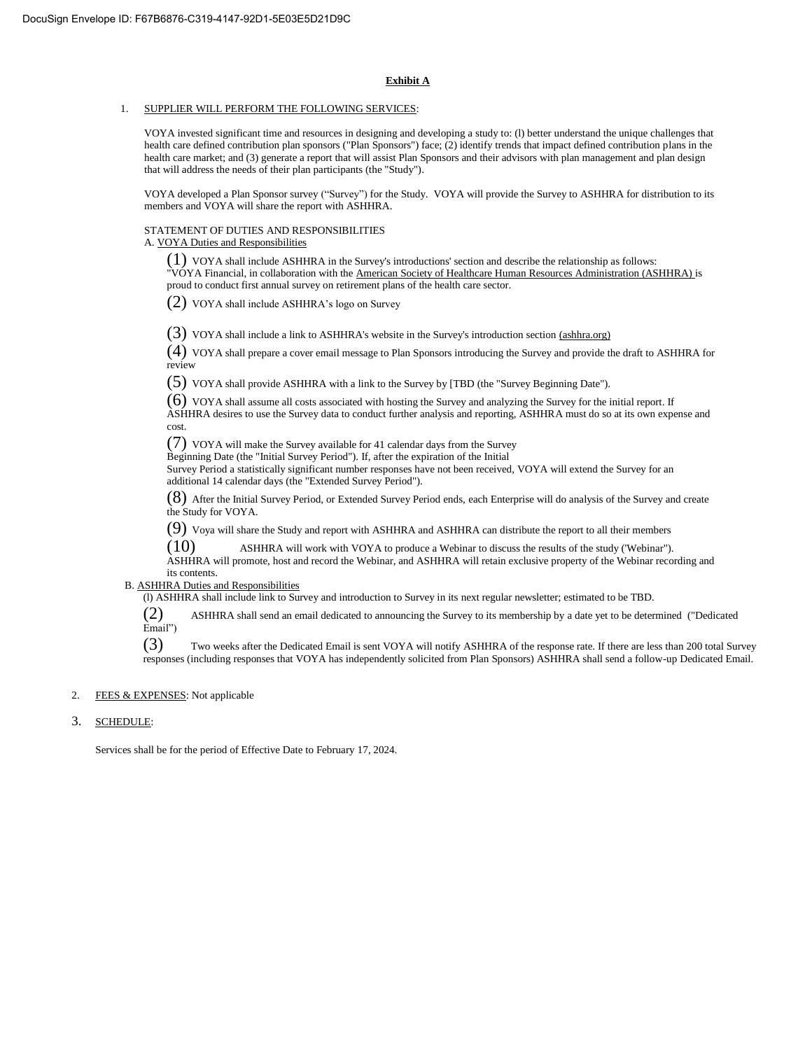## Exhibit A

1. SUPPLIER WILL PERFORM THE FOLLOWING SERVICES:

   VOYA invested significant time and resources in designing and developing a study to: (l) better understand the unique challenges that health care defined contribution plan sponsors ("Plan Sponsors") face; (2) identify trends that impact defined contribution plans in the health care market; and (3) generate a report that will assist Plan Sponsors and their advisors with plan management and plan design that will address the needs of their plan participants (the "Study").

   VOYA developed a Plan Sponsor survey ("Survey") for the Study. VOYA will provide the Survey to ASHHRA for distribution to its members and VOYA will share the report with ASHHRA.

   STATEMENT OF DUTIES AND RESPONSIBILITIES

   A. VOYA Duties and Responsibilities

   (1) VOYA shall include ASHHRA in the Survey's introductions' section and describe the relationship as follows: "VOYA Financial, in collaboration with the American Society of Healthcare Human Resources Administration (ASHHRA) is proud to conduct first annual survey on retirement plans of the health care sector.

   (2) VOYA shall include ASHHRA's logo on Survey

   (3) VOYA shall include a link to ASHHRA's website in the Survey's introduction section (ashhra.org)

   (4) VOYA shall prepare a cover email message to Plan Sponsors introducing the Survey and provide the draft to ASHHRA for review

   (5) VOYA shall provide ASHHRA with a link to the Survey by [TBD (the "Survey Beginning Date").

   (6) VOYA shall assume all costs associated with hosting the Survey and analyzing the Survey for the initial report. If ASHHRA desires to use the Survey data to conduct further analysis and reporting, ASHHRA must do so at its own expense and cost.

   (7) VOYA will make the Survey available for 41 calendar days from the Survey Beginning Date (the "Initial Survey Period"). If, after the expiration of the Initial Survey Period a statistically significant number responses have not been received, VOYA will extend the Survey for an additional 14 calendar days (the "Extended Survey Period").

   (8) After the Initial Survey Period, or Extended Survey Period ends, each Enterprise will do analysis of the Survey and create the Study for VOYA.

   (9) Voya will share the Study and report with ASHHRA and ASHHRA can distribute the report to all their members

   (10) ASHHRA will work with VOYA to produce a Webinar to discuss the results of the study ('Webinar"). ASHHRA will promote, host and record the Webinar, and ASHHRA will retain exclusive property of the Webinar recording and its contents.

   B. ASHHRA Duties and Responsibilities

   (l) ASHHRA shall include link to Survey and introduction to Survey in its next regular newsletter; estimated to be TBD.

   (2) ASHHRA shall send an email dedicated to announcing the Survey to its membership by a date yet to be determined ("Dedicated Email")

   (3) Two weeks after the Dedicated Email is sent VOYA will notify ASHHRA of the response rate. If there are less than 200 total Survey responses (including responses that VOYA has independently solicited from Plan Sponsors) ASHHRA shall send a follow-up Dedicated Email.

2. FEES & EXPENSES: Not applicable

3. SCHEDULE:

   Services shall be for the period of Effective Date to February 17, 2024.